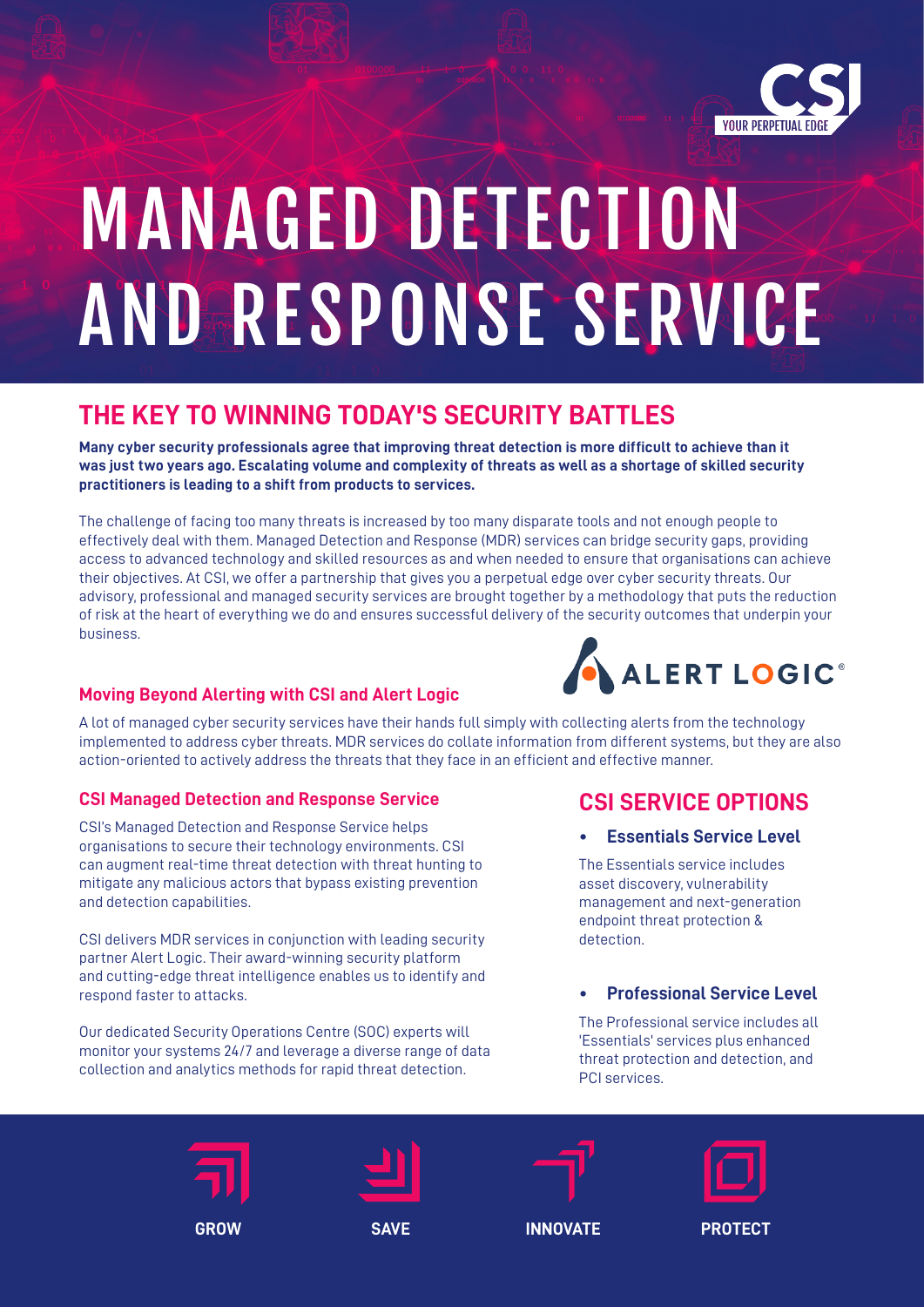# MANAGED DETECTION AND RESPONSE SERVICE

## THE KEY TO WINNING TODAY'S SECURITY BATTLES

**Many cyber security professionals agree that improving threat detection is more difficult to achieve than it was just two years ago. Escalating volume and complexity of threats as well as a shortage of skilled security practitioners is leading to a shift from products to services.**

The challenge of facing too many threats is increased by too many disparate tools and not enough people to effectively deal with them. Managed Detection and Response (MDR) services can bridge security gaps, providing access to advanced technology and skilled resources as and when needed to ensure that organisations can achieve their objectives. At CSI, we offer a partnership that gives you a perpetual edge over cyber security threats. Our advisory, professional and managed security services are brought together by a methodology that puts the reduction of risk at the heart of everything we do and ensures successful delivery of the security outcomes that underpin your business.

### Moving Beyond Alerting with CSI and Alert Logic

A lot of managed cyber security services have their hands full simply with collecting alerts from the technology implemented to address cyber threats. MDR services do collate information from different systems, but they are also action-oriented to actively address the threats that they face in an efficient and effective manner.

### CSI Managed Detection and Response Service

CSI's Managed Detection and Response Service helps organisations to secure their technology environments. CSI can augment real-time threat detection with threat hunting to mitigate any malicious actors that bypass existing prevention and detection capabilities.

CSI delivers MDR services in conjunction with leading security partner Alert Logic. Their award-winning security platform and cutting-edge threat intelligence enables us to identify and respond faster to attacks.

Our dedicated Security Operations Centre (SOC) experts will monitor your systems 24/7 and leverage a diverse range of data collection and analytics methods for rapid threat detection.

## CSI SERVICE OPTIONS

- **Essentials Service Level**

The Essentials service includes asset discovery, vulnerability management and next-generation endpoint threat protection & detection.

- **Professional Service Level**

The Professional service includes all 'Essentials' services plus enhanced threat protection and detection, and PCI services.

GROW SAVE INNOVATE PROTECT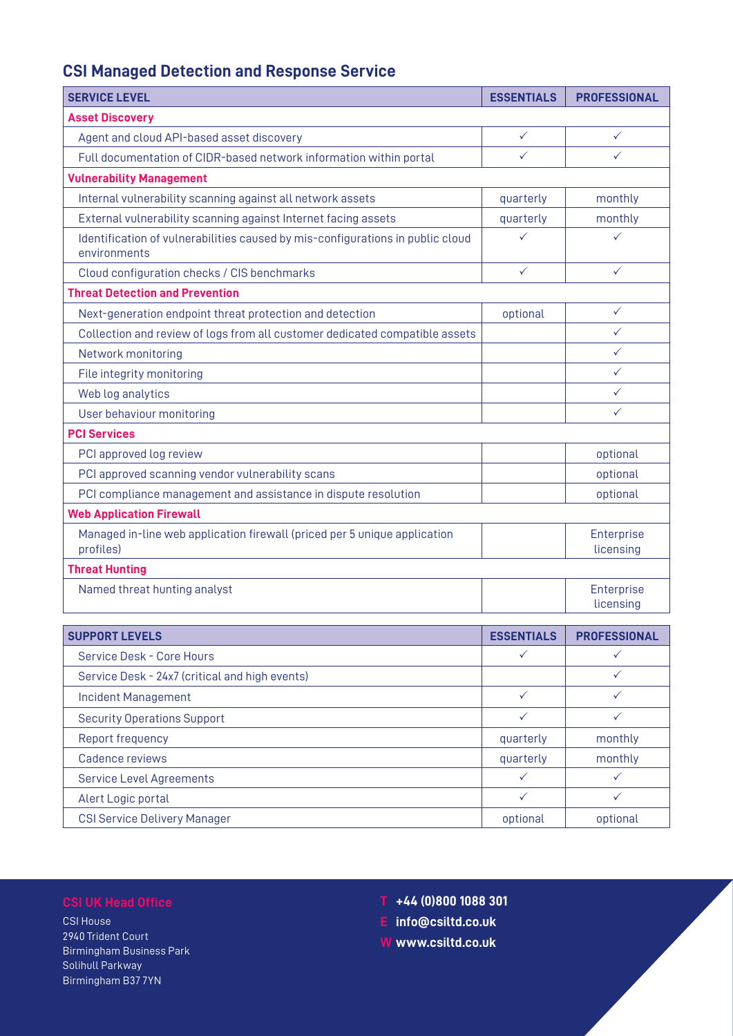## CSI Managed Detection and Response Service

| SERVICE LEVEL | ESSENTIALS | PROFESSIONAL |
|---|---|---|
| **Asset Discovery** | | |
| Agent and cloud API-based asset discovery | ✓ | ✓ |
| Full documentation of CIDR-based network information within portal | ✓ | ✓ |
| **Vulnerability Management** | | |
| Internal vulnerability scanning against all network assets | quarterly | monthly |
| External vulnerability scanning against Internet facing assets | quarterly | monthly |
| Identification of vulnerabilities caused by mis-configurations in public cloud environments | ✓ | ✓ |
| Cloud configuration checks / CIS benchmarks | ✓ | ✓ |
| **Threat Detection and Prevention** | | |
| Next-generation endpoint threat protection and detection | optional | ✓ |
| Collection and review of logs from all customer dedicated compatible assets | | ✓ |
| Network monitoring | | ✓ |
| File integrity monitoring | | ✓ |
| Web log analytics | | ✓ |
| User behaviour monitoring | | ✓ |
| **PCI Services** | | |
| PCI approved log review | | optional |
| PCI approved scanning vendor vulnerability scans | | optional |
| PCI compliance management and assistance in dispute resolution | | optional |
| **Web Application Firewall** | | |
| Managed in-line web application firewall (priced per 5 unique application profiles) | | Enterprise licensing |
| **Threat Hunting** | | |
| Named threat hunting analyst | | Enterprise licensing |

| SUPPORT LEVELS | ESSENTIALS | PROFESSIONAL |
|---|---|---|
| Service Desk - Core Hours | ✓ | ✓ |
| Service Desk - 24x7 (critical and high events) | | ✓ |
| Incident Management | ✓ | ✓ |
| Security Operations Support | ✓ | ✓ |
| Report frequency | quarterly | monthly |
| Cadence reviews | quarterly | monthly |
| Service Level Agreements | ✓ | ✓ |
| Alert Logic portal | ✓ | ✓ |
| CSI Service Delivery Manager | optional | optional |

**CSI UK Head Office**

CSI House
2940 Trident Court
Birmingham Business Park
Solihull Parkway
Birmingham B37 7YN

**T** +44 (0)800 1088 301
**E** info@csiltd.co.uk
**W** www.csiltd.co.uk